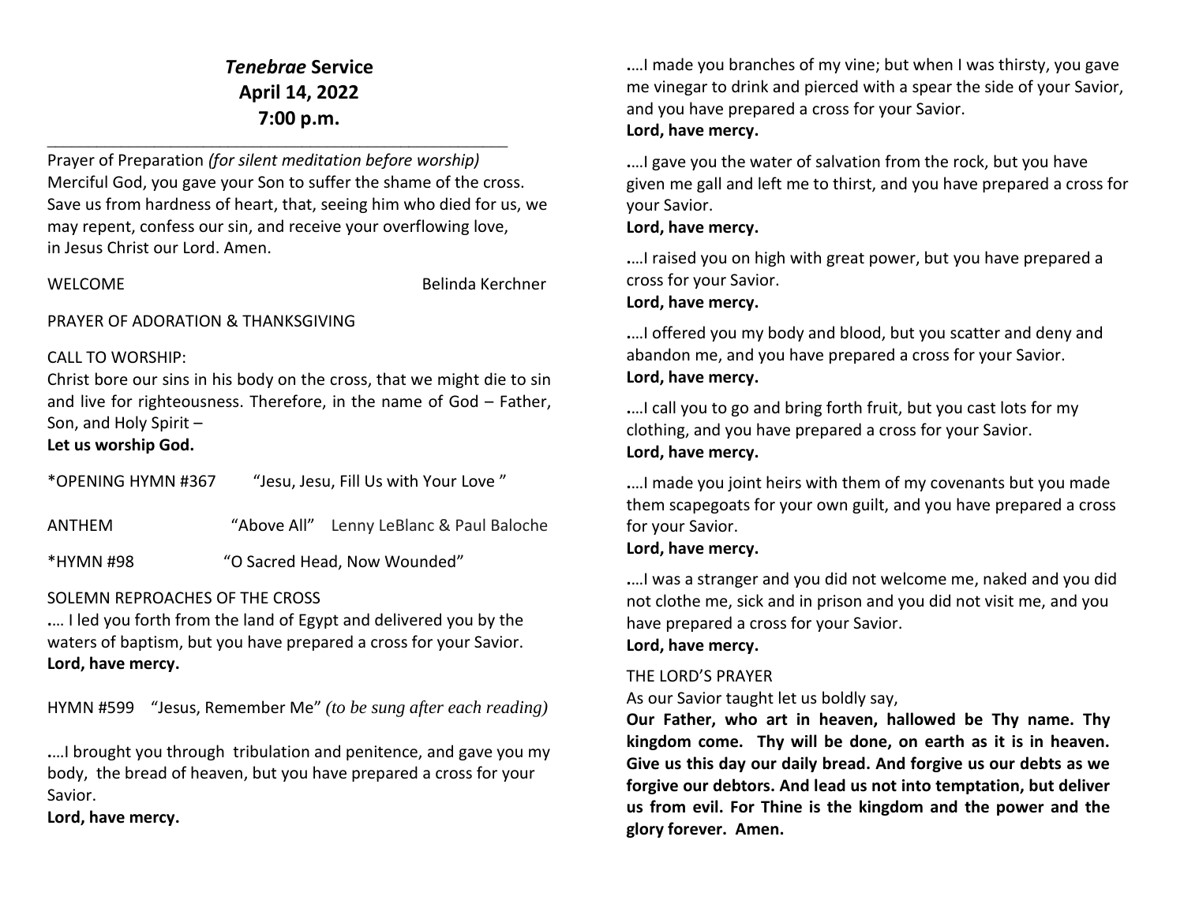# *Tenebrae* Service
## April 14, 2022
## 7:00 p.m.

---

Prayer of Preparation *(for silent meditation before worship)*
Merciful God, you gave your Son to suffer the shame of the cross. Save us from hardness of heart, that, seeing him who died for us, we may repent, confess our sin, and receive your overflowing love, in Jesus Christ our Lord. Amen.

WELCOME Belinda Kerchner

PRAYER OF ADORATION & THANKSGIVING

CALL TO WORSHIP:
Christ bore our sins in his body on the cross, that we might die to sin and live for righteousness. Therefore, in the name of God – Father, Son, and Holy Spirit –
**Let us worship God.**

*OPENING HYMN #367 "Jesu, Jesu, Fill Us with Your Love "

ANTHEM "Above All" Lenny LeBlanc & Paul Baloche

*HYMN #98 "O Sacred Head, Now Wounded"

SOLEMN REPROACHES OF THE CROSS
.… I led you forth from the land of Egypt and delivered you by the waters of baptism, but you have prepared a cross for your Savior.
**Lord, have mercy.**

HYMN #599 "Jesus, Remember Me" *(to be sung after each reading)*

.…I brought you through tribulation and penitence, and gave you my body, the bread of heaven, but you have prepared a cross for your Savior.
**Lord, have mercy.**

.…I made you branches of my vine; but when I was thirsty, you gave me vinegar to drink and pierced with a spear the side of your Savior, and you have prepared a cross for your Savior.
**Lord, have mercy.**

.…I gave you the water of salvation from the rock, but you have given me gall and left me to thirst, and you have prepared a cross for your Savior.
**Lord, have mercy.**

.…I raised you on high with great power, but you have prepared a cross for your Savior.
**Lord, have mercy.**

.…I offered you my body and blood, but you scatter and deny and abandon me, and you have prepared a cross for your Savior.
**Lord, have mercy.**

.…I call you to go and bring forth fruit, but you cast lots for my clothing, and you have prepared a cross for your Savior.
**Lord, have mercy.**

.…I made you joint heirs with them of my covenants but you made them scapegoats for your own guilt, and you have prepared a cross for your Savior.
**Lord, have mercy.**

.…I was a stranger and you did not welcome me, naked and you did not clothe me, sick and in prison and you did not visit me, and you have prepared a cross for your Savior.
**Lord, have mercy.**

THE LORD'S PRAYER
As our Savior taught let us boldly say,
**Our Father, who art in heaven, hallowed be Thy name. Thy kingdom come. Thy will be done, on earth as it is in heaven. Give us this day our daily bread. And forgive us our debts as we forgive our debtors. And lead us not into temptation, but deliver us from evil. For Thine is the kingdom and the power and the glory forever. Amen.**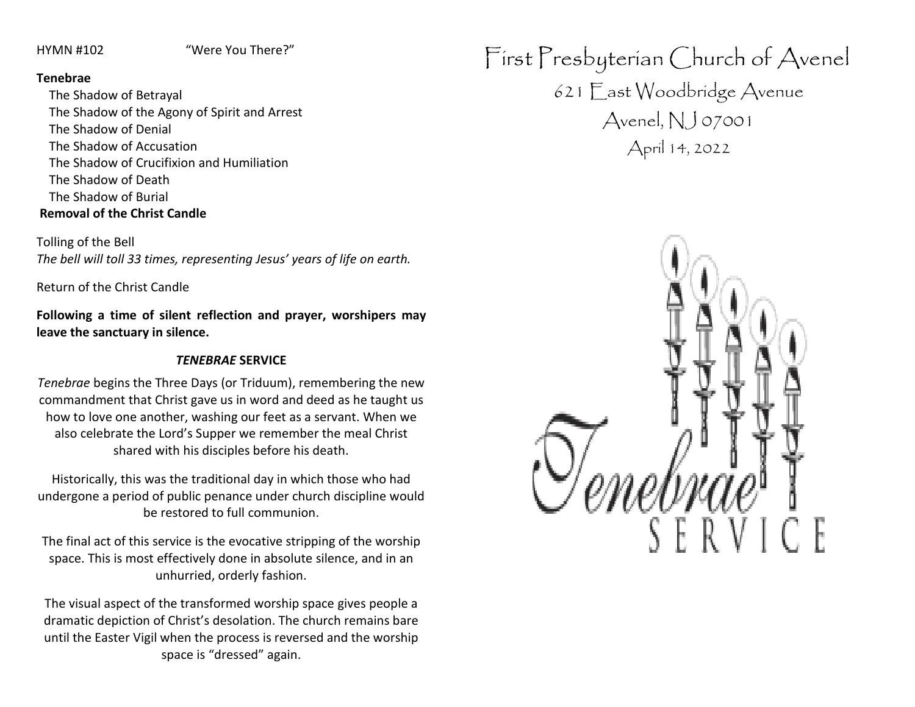HYMN #102 "Were You There?"

**Tenebrae**

The Shadow of Betrayal
The Shadow of the Agony of Spirit and Arrest
The Shadow of Denial
The Shadow of Accusation
The Shadow of Crucifixion and Humiliation
The Shadow of Death
The Shadow of Burial

**Removal of the Christ Candle**

Tolling of the Bell
*The bell will toll 33 times, representing Jesus' years of life on earth.*

Return of the Christ Candle

**Following a time of silent reflection and prayer, worshipers may leave the sanctuary in silence.**

### ***TENEBRAE* SERVICE**

*Tenebrae* begins the Three Days (or Triduum), remembering the new commandment that Christ gave us in word and deed as he taught us how to love one another, washing our feet as a servant. When we also celebrate the Lord's Supper we remember the meal Christ shared with his disciples before his death.

Historically, this was the traditional day in which those who had undergone a period of public penance under church discipline would be restored to full communion.

The final act of this service is the evocative stripping of the worship space. This is most effectively done in absolute silence, and in an unhurried, orderly fashion.

The visual aspect of the transformed worship space gives people a dramatic depiction of Christ's desolation. The church remains bare until the Easter Vigil when the process is reversed and the worship space is "dressed" again.

# First Presbyterian Church of Avenel

621 East Woodbridge Avenue
Avenel, NJ 07001
April 14, 2022

Tenebrae
SERVICE